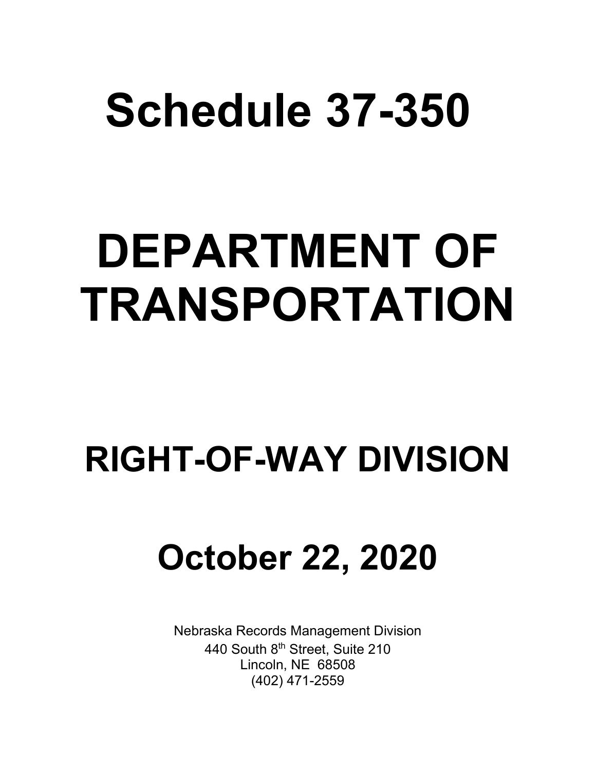# Schedule 37-350

# DEPARTMENT OF TRANSPORTATION

## RIGHT-OF-WAY DIVISION

## October 22, 2020

Nebraska Records Management Division
440 South 8th Street, Suite 210
Lincoln, NE 68508
(402) 471-2559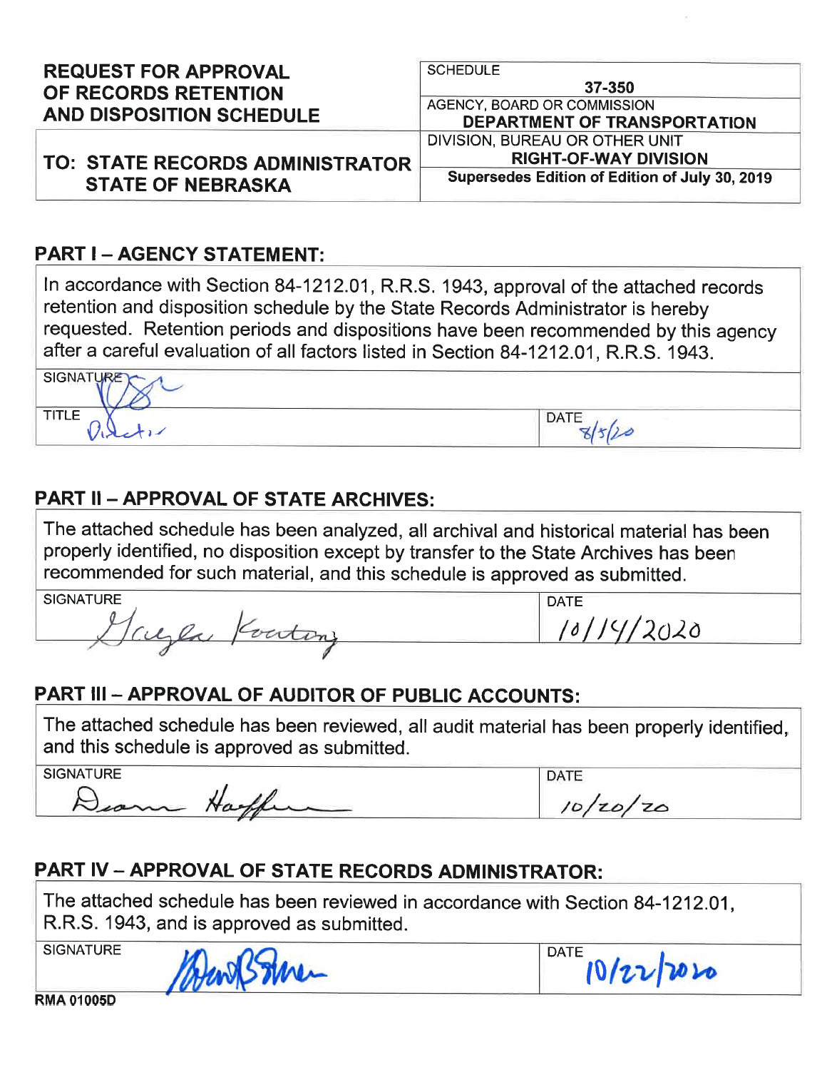# REQUEST FOR APPROVAL OF RECORDS RETENTION AND DISPOSITION SCHEDULE

**TO: STATE RECORDS ADMINISTRATOR STATE OF NEBRASKA**

| | |
|---|---|
| SCHEDULE | **37-350** |
| AGENCY, BOARD OR COMMISSION | **DEPARTMENT OF TRANSPORTATION** |
| DIVISION, BUREAU OR OTHER UNIT | **RIGHT-OF-WAY DIVISION** |
| **Supersedes Edition of Edition of July 30, 2019** | |

## PART I – AGENCY STATEMENT:

In accordance with Section 84-1212.01, R.R.S. 1943, approval of the attached records retention and disposition schedule by the State Records Administrator is hereby requested. Retention periods and dispositions have been recommended by this agency after a careful evaluation of all factors listed in Section 84-1212.01, R.R.S. 1943.

| | |
|---|---|
| SIGNATURE | |
| TITLE Director | DATE 8/5/20 |

## PART II – APPROVAL OF STATE ARCHIVES:

The attached schedule has been analyzed, all archival and historical material has been properly identified, no disposition except by transfer to the State Archives has been recommended for such material, and this schedule is approved as submitted.

| SIGNATURE | DATE |
|---|---|
| Gayla Koontz | 10/14/2020 |

## PART III – APPROVAL OF AUDITOR OF PUBLIC ACCOUNTS:

The attached schedule has been reviewed, all audit material has been properly identified, and this schedule is approved as submitted.

| SIGNATURE | DATE |
|---|---|
| Dean Haffner | 10/20/20 |

## PART IV – APPROVAL OF STATE RECORDS ADMINISTRATOR:

The attached schedule has been reviewed in accordance with Section 84-1212.01, R.R.S. 1943, and is approved as submitted.

| SIGNATURE | DATE |
|---|---|
| | 10/22/2020 |

**RMA 01005D**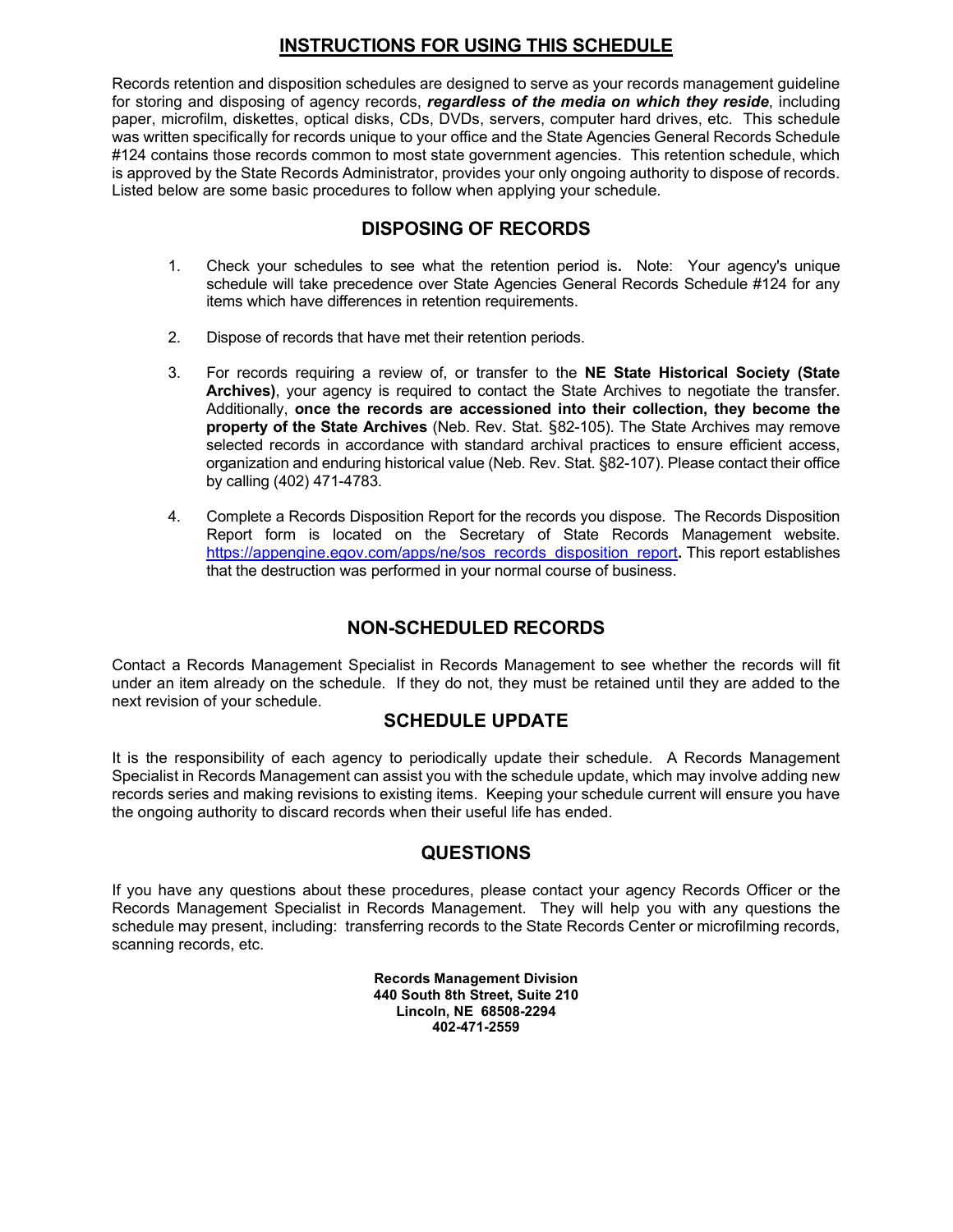# INSTRUCTIONS FOR USING THIS SCHEDULE

Records retention and disposition schedules are designed to serve as your records management guideline for storing and disposing of agency records, ***regardless of the media on which they reside***, including paper, microfilm, diskettes, optical disks, CDs, DVDs, servers, computer hard drives, etc. This schedule was written specifically for records unique to your office and the State Agencies General Records Schedule #124 contains those records common to most state government agencies. This retention schedule, which is approved by the State Records Administrator, provides your only ongoing authority to dispose of records. Listed below are some basic procedures to follow when applying your schedule.

## DISPOSING OF RECORDS

1. Check your schedules to see what the retention period is**.** Note: Your agency's unique schedule will take precedence over State Agencies General Records Schedule #124 for any items which have differences in retention requirements.

2. Dispose of records that have met their retention periods.

3. For records requiring a review of, or transfer to the **NE State Historical Society (State Archives)**, your agency is required to contact the State Archives to negotiate the transfer. Additionally, **once the records are accessioned into their collection, they become the property of the State Archives** (Neb. Rev. Stat. §82-105). The State Archives may remove selected records in accordance with standard archival practices to ensure efficient access, organization and enduring historical value (Neb. Rev. Stat. §82-107). Please contact their office by calling (402) 471-4783.

4. Complete a Records Disposition Report for the records you dispose. The Records Disposition Report form is located on the Secretary of State Records Management website. https://appengine.egov.com/apps/ne/sos_records_disposition_report**.** This report establishes that the destruction was performed in your normal course of business.

## NON-SCHEDULED RECORDS

Contact a Records Management Specialist in Records Management to see whether the records will fit under an item already on the schedule. If they do not, they must be retained until they are added to the next revision of your schedule.

## SCHEDULE UPDATE

It is the responsibility of each agency to periodically update their schedule. A Records Management Specialist in Records Management can assist you with the schedule update, which may involve adding new records series and making revisions to existing items. Keeping your schedule current will ensure you have the ongoing authority to discard records when their useful life has ended.

## QUESTIONS

If you have any questions about these procedures, please contact your agency Records Officer or the Records Management Specialist in Records Management. They will help you with any questions the schedule may present, including: transferring records to the State Records Center or microfilming records, scanning records, etc.

**Records Management Division**
**440 South 8th Street, Suite 210**
**Lincoln, NE 68508-2294**
**402-471-2559**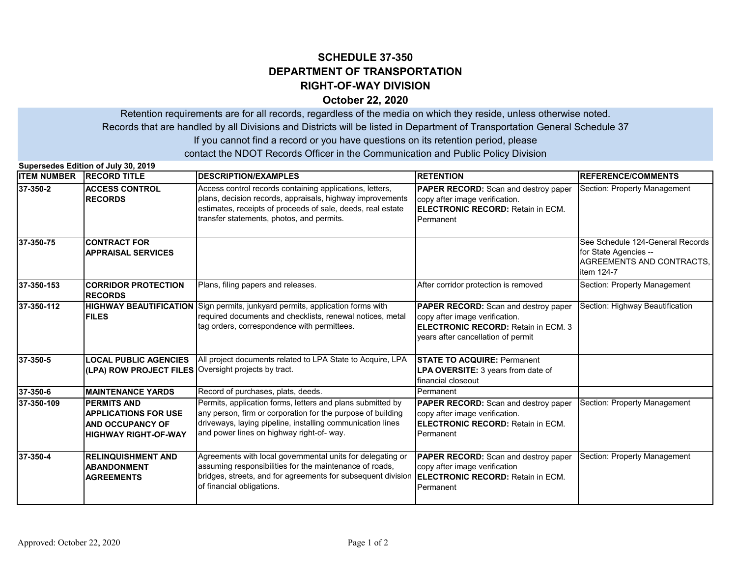# SCHEDULE 37-350
# DEPARTMENT OF TRANSPORTATION
# RIGHT-OF-WAY DIVISION
## October 22, 2020

Retention requirements are for all records, regardless of the media on which they reside, unless otherwise noted.
Records that are handled by all Divisions and Districts will be listed in Department of Transportation General Schedule 37
If you cannot find a record or you have questions on its retention period, please
contact the NDOT Records Officer in the Communication and Public Policy Division

**Supersedes Edition of July 30, 2019**

| ITEM NUMBER | RECORD TITLE | DESCRIPTION/EXAMPLES | RETENTION | REFERENCE/COMMENTS |
|---|---|---|---|---|
| 37-350-2 | **ACCESS CONTROL RECORDS** | Access control records containing applications, letters, plans, decision records, appraisals, highway improvements estimates, receipts of proceeds of sale, deeds, real estate transfer statements, photos, and permits. | **PAPER RECORD:** Scan and destroy paper copy after image verification. **ELECTRONIC RECORD:** Retain in ECM. Permanent | Section: Property Management |
| 37-350-75 | **CONTRACT FOR APPRAISAL SERVICES** | | | See Schedule 124-General Records for State Agencies -- AGREEMENTS AND CONTRACTS, item 124-7 |
| 37-350-153 | **CORRIDOR PROTECTION RECORDS** | Plans, filing papers and releases. | After corridor protection is removed | Section: Property Management |
| 37-350-112 | **HIGHWAY BEAUTIFICATION FILES** | Sign permits, junkyard permits, application forms with required documents and checklists, renewal notices, metal tag orders, correspondence with permittees. | **PAPER RECORD:** Scan and destroy paper copy after image verification. **ELECTRONIC RECORD:** Retain in ECM. 3 years after cancellation of permit | Section: Highway Beautification |
| 37-350-5 | **LOCAL PUBLIC AGENCIES (LPA) ROW PROJECT FILES** | All project documents related to LPA State to Acquire, LPA Oversight projects by tract. | **STATE TO ACQUIRE:** Permanent **LPA OVERSITE:** 3 years from date of financial closeout | |
| 37-350-6 | **MAINTENANCE YARDS** | Record of purchases, plats, deeds. | Permanent | |
| 37-350-109 | **PERMITS AND APPLICATIONS FOR USE AND OCCUPANCY OF HIGHWAY RIGHT-OF-WAY** | Permits, application forms, letters and plans submitted by any person, firm or corporation for the purpose of building driveways, laying pipeline, installing communication lines and power lines on highway right-of- way. | **PAPER RECORD:** Scan and destroy paper copy after image verification. **ELECTRONIC RECORD:** Retain in ECM. Permanent | Section: Property Management |
| 37-350-4 | **RELINQUISHMENT AND ABANDONMENT AGREEMENTS** | Agreements with local governmental units for delegating or assuming responsibilities for the maintenance of roads, bridges, streets, and for agreements for subsequent division of financial obligations. | **PAPER RECORD:** Scan and destroy paper copy after image verification **ELECTRONIC RECORD:** Retain in ECM. Permanent | Section: Property Management |

Approved: October 22, 2020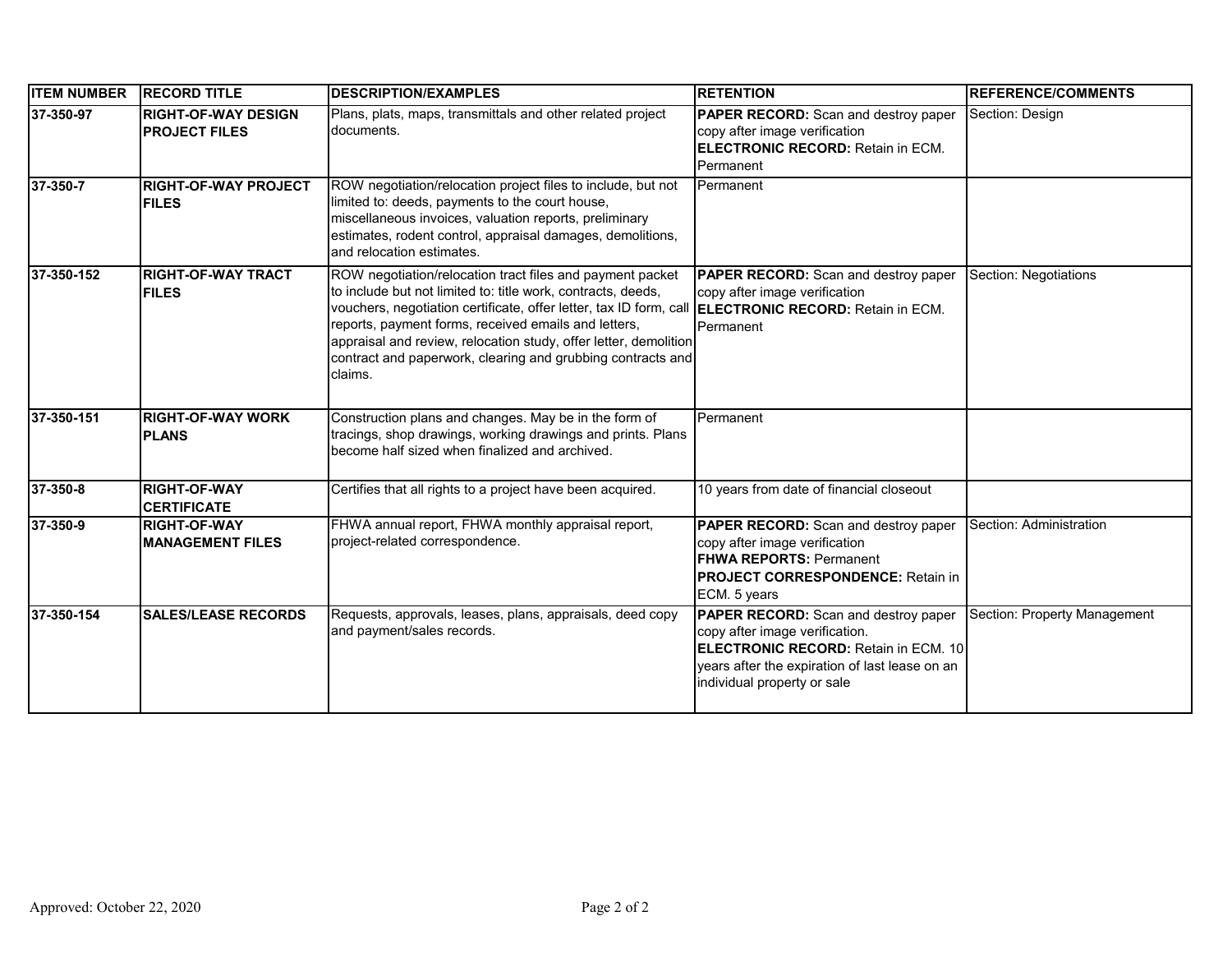| ITEM NUMBER | RECORD TITLE | DESCRIPTION/EXAMPLES | RETENTION | REFERENCE/COMMENTS |
|---|---|---|---|---|
| 37-350-97 | RIGHT-OF-WAY DESIGN PROJECT FILES | Plans, plats, maps, transmittals and other related project documents. | **PAPER RECORD:** Scan and destroy paper copy after image verification **ELECTRONIC RECORD:** Retain in ECM. Permanent | Section: Design |
| 37-350-7 | RIGHT-OF-WAY PROJECT FILES | ROW negotiation/relocation project files to include, but not limited to: deeds, payments to the court house, miscellaneous invoices, valuation reports, preliminary estimates, rodent control, appraisal damages, demolitions, and relocation estimates. | Permanent | |
| 37-350-152 | RIGHT-OF-WAY TRACT FILES | ROW negotiation/relocation tract files and payment packet to include but not limited to: title work, contracts, deeds, vouchers, negotiation certificate, offer letter, tax ID form, call reports, payment forms, received emails and letters, appraisal and review, relocation study, offer letter, demolition contract and paperwork, clearing and grubbing contracts and claims. | **PAPER RECORD:** Scan and destroy paper copy after image verification **ELECTRONIC RECORD:** Retain in ECM. Permanent | Section: Negotiations |
| 37-350-151 | RIGHT-OF-WAY WORK PLANS | Construction plans and changes. May be in the form of tracings, shop drawings, working drawings and prints. Plans become half sized when finalized and archived. | Permanent | |
| 37-350-8 | RIGHT-OF-WAY CERTIFICATE | Certifies that all rights to a project have been acquired. | 10 years from date of financial closeout | |
| 37-350-9 | RIGHT-OF-WAY MANAGEMENT FILES | FHWA annual report, FHWA monthly appraisal report, project-related correspondence. | **PAPER RECORD:** Scan and destroy paper copy after image verification **FHWA REPORTS:** Permanent **PROJECT CORRESPONDENCE:** Retain in ECM. 5 years | Section: Administration |
| 37-350-154 | SALES/LEASE RECORDS | Requests, approvals, leases, plans, appraisals, deed copy and payment/sales records. | **PAPER RECORD:** Scan and destroy paper copy after image verification. **ELECTRONIC RECORD:** Retain in ECM. 10 years after the expiration of last lease on an individual property or sale | Section: Property Management |

Approved: October 22, 2020